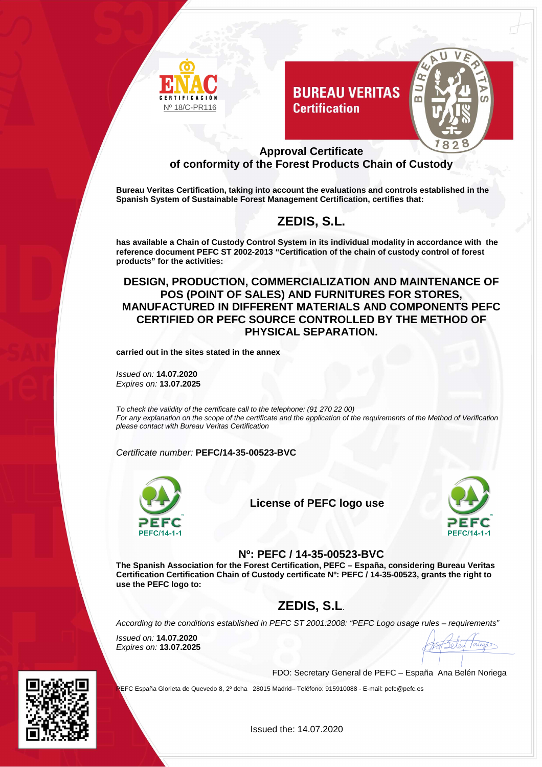ENAC CERTIFICACIÓN
Nº 18/C-PR116

BUREAU VERITAS Certification

# Approval Certificate
## of conformity of the Forest Products Chain of Custody

**Bureau Veritas Certification, taking into account the evaluations and controls established in the Spanish System of Sustainable Forest Management Certification, certifies that:**

# ZEDIS, S.L.

**has available a Chain of Custody Control System in its individual modality in accordance with the reference document PEFC ST 2002-2013 "Certification of the chain of custody control of forest products" for the activities:**

**DESIGN, PRODUCTION, COMMERCIALIZATION AND MAINTENANCE OF POS (POINT OF SALES) AND FURNITURES FOR STORES, MANUFACTURED IN DIFFERENT MATERIALS AND COMPONENTS PEFC CERTIFIED OR PEFC SOURCE CONTROLLED BY THE METHOD OF PHYSICAL SEPARATION.**

**carried out in the sites stated in the annex**

*Issued on:* **14.07.2020**
*Expires on:* **13.07.2025**

*To check the validity of the certificate call to the telephone: (91 270 22 00)*
*For any explanation on the scope of the certificate and the application of the requirements of the Method of Verification please contact with Bureau Veritas Certification*

*Certificate number:* **PEFC/14-35-00523-BVC**

PEFC PEFC/14-1-1

**License of PEFC logo use**

PEFC PEFC/14-1-1

**Nº: PEFC / 14-35-00523-BVC**

**The Spanish Association for the Forest Certification, PEFC – España, considering Bureau Veritas Certification Certification Chain of Custody certificate Nº: PEFC / 14-35-00523, grants the right to use the PEFC logo to:**

# ZEDIS, S.L.

*According to the conditions established in PEFC ST 2001:2008: "PEFC Logo usage rules – requirements"*

*Issued on:* **14.07.2020**
*Expires on:* **13.07.2025**

FDO: Secretary General de PEFC – España Ana Belén Noriega

PEFC España Glorieta de Quevedo 8, 2º dcha 28015 Madrid– Teléfono: 915910088 - E-mail: pefc@pefc.es

Issued the: 14.07.2020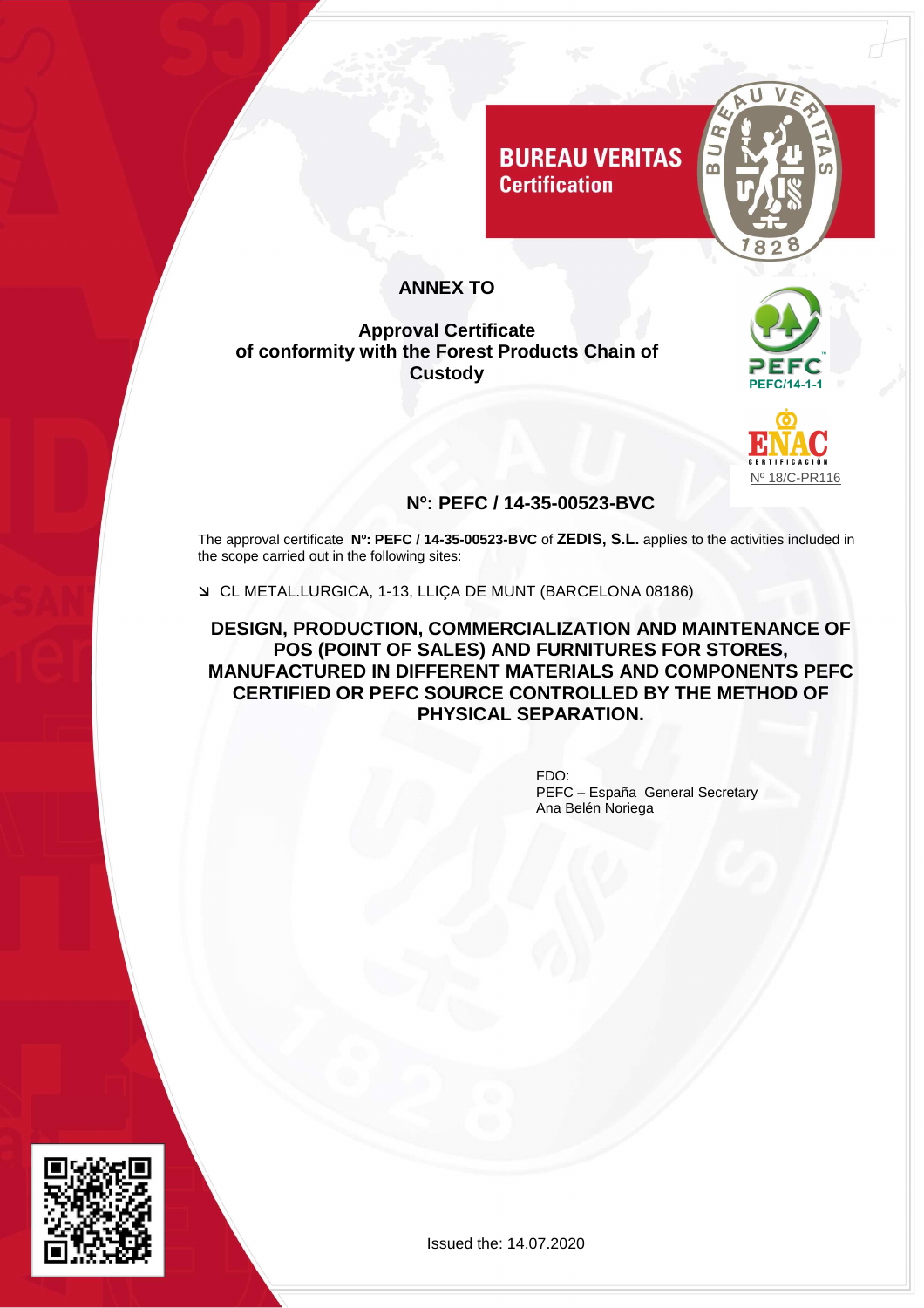**BUREAU VERITAS**
**Certification**

BUREAU VERITAS 1828

## ANNEX TO

### Approval Certificate of conformity with the Forest Products Chain of Custody

PEFC
PEFC/14-1-1

ENAC CERTIFICACIÓN
Nº 18/C-PR116

## Nº: PEFC / 14-35-00523-BVC

The approval certificate **Nº: PEFC / 14-35-00523-BVC** of **ZEDIS, S.L.** applies to the activities included in the scope carried out in the following sites:

- CL METAL.LURGICA, 1-13, LLIÇA DE MUNT (BARCELONA 08186)

**DESIGN, PRODUCTION, COMMERCIALIZATION AND MAINTENANCE OF POS (POINT OF SALES) AND FURNITURES FOR STORES, MANUFACTURED IN DIFFERENT MATERIALS AND COMPONENTS PEFC CERTIFIED OR PEFC SOURCE CONTROLLED BY THE METHOD OF PHYSICAL SEPARATION.**

FDO:
PEFC – España General Secretary
Ana Belén Noriega

Issued the: 14.07.2020